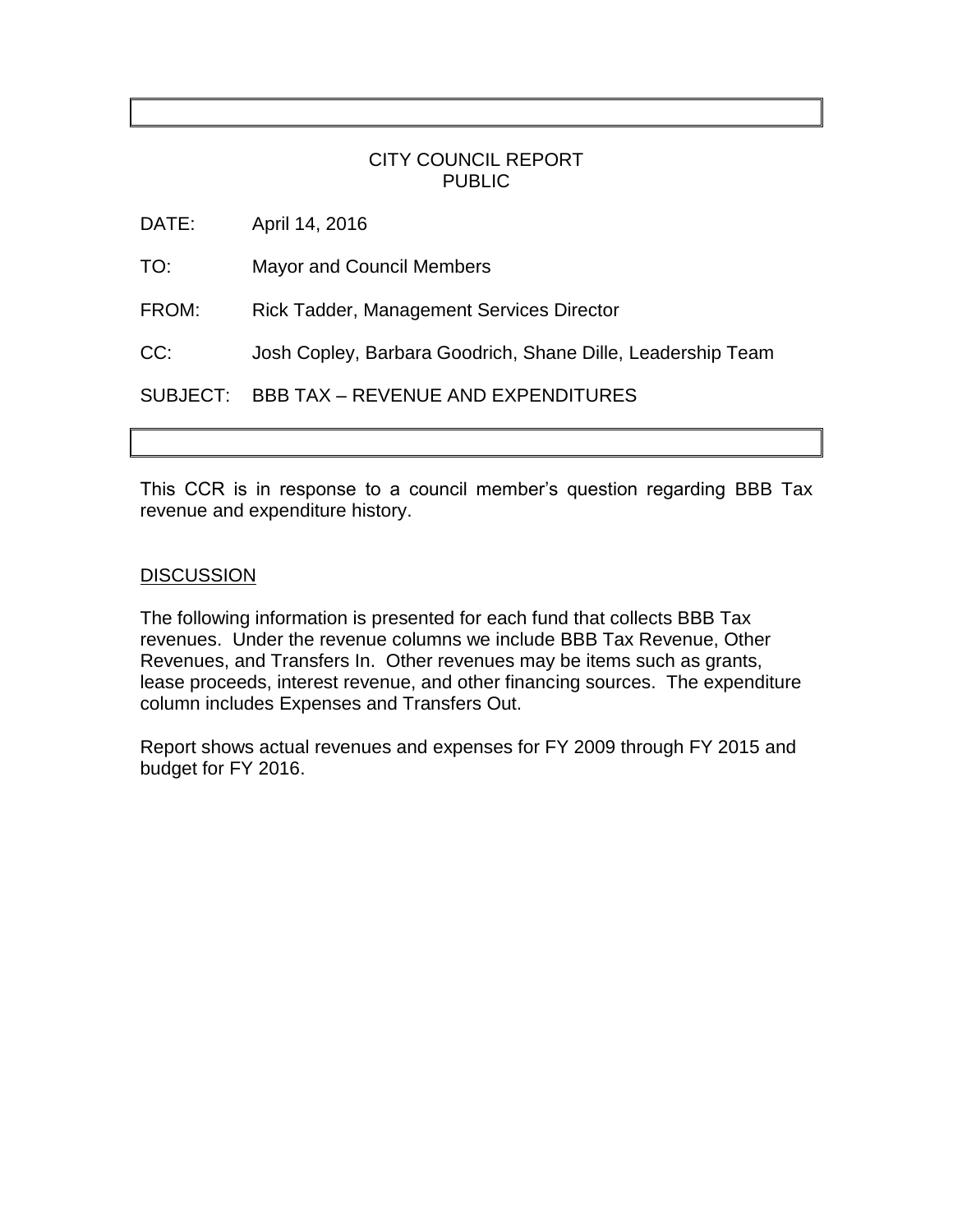CITY COUNCIL REPORT
PUBLIC

DATE: April 14, 2016

TO: Mayor and Council Members

FROM: Rick Tadder, Management Services Director

CC: Josh Copley, Barbara Goodrich, Shane Dille, Leadership Team

SUBJECT: BBB TAX – REVENUE AND EXPENDITURES

This CCR is in response to a council member's question regarding BBB Tax revenue and expenditure history.

## DISCUSSION

The following information is presented for each fund that collects BBB Tax revenues. Under the revenue columns we include BBB Tax Revenue, Other Revenues, and Transfers In. Other revenues may be items such as grants, lease proceeds, interest revenue, and other financing sources. The expenditure column includes Expenses and Transfers Out.

Report shows actual revenues and expenses for FY 2009 through FY 2015 and budget for FY 2016.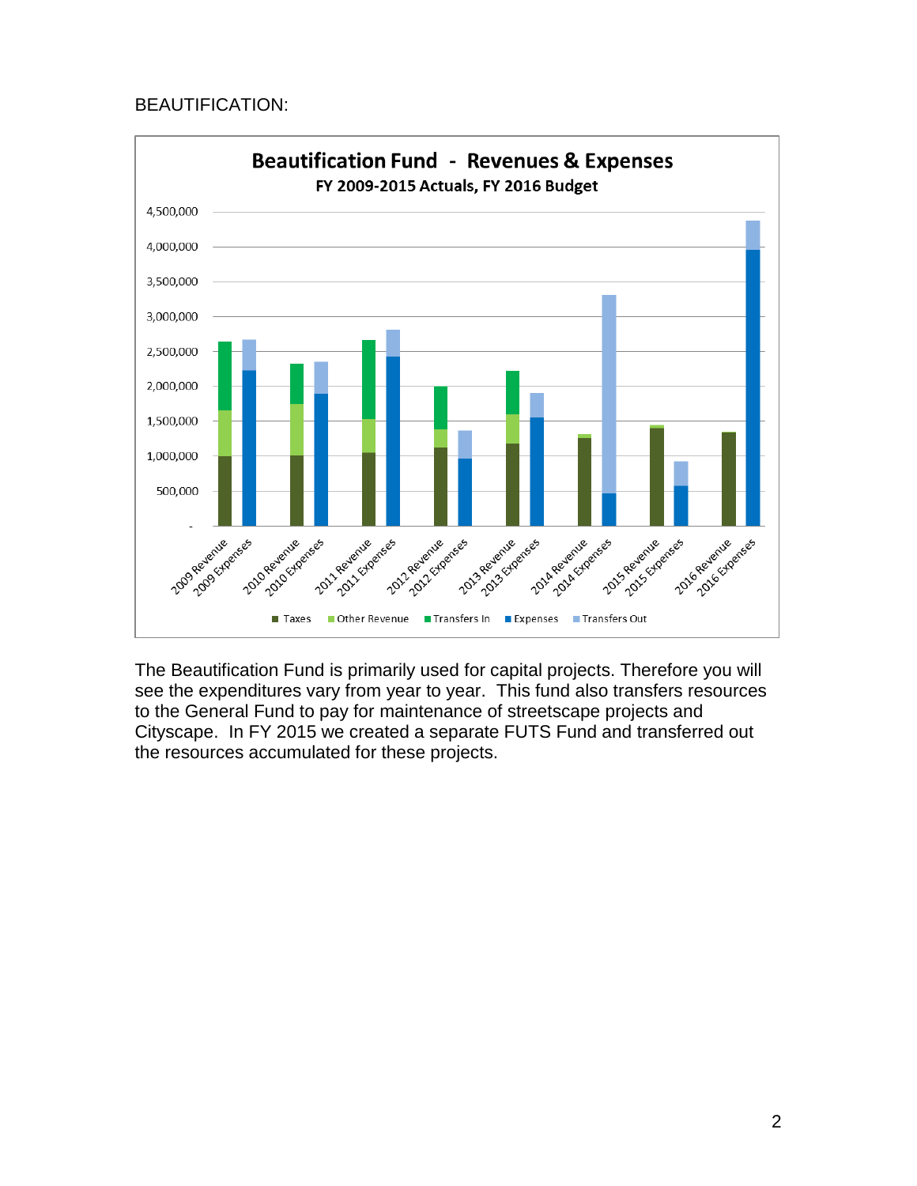BEAUTIFICATION:

**Beautification Fund - Revenues & Expenses**

**FY 2009-2015 Actuals, FY 2016 Budget**

The Beautification Fund is primarily used for capital projects. Therefore you will see the expenditures vary from year to year. This fund also transfers resources to the General Fund to pay for maintenance of streetscape projects and Cityscape. In FY 2015 we created a separate FUTS Fund and transferred out the resources accumulated for these projects.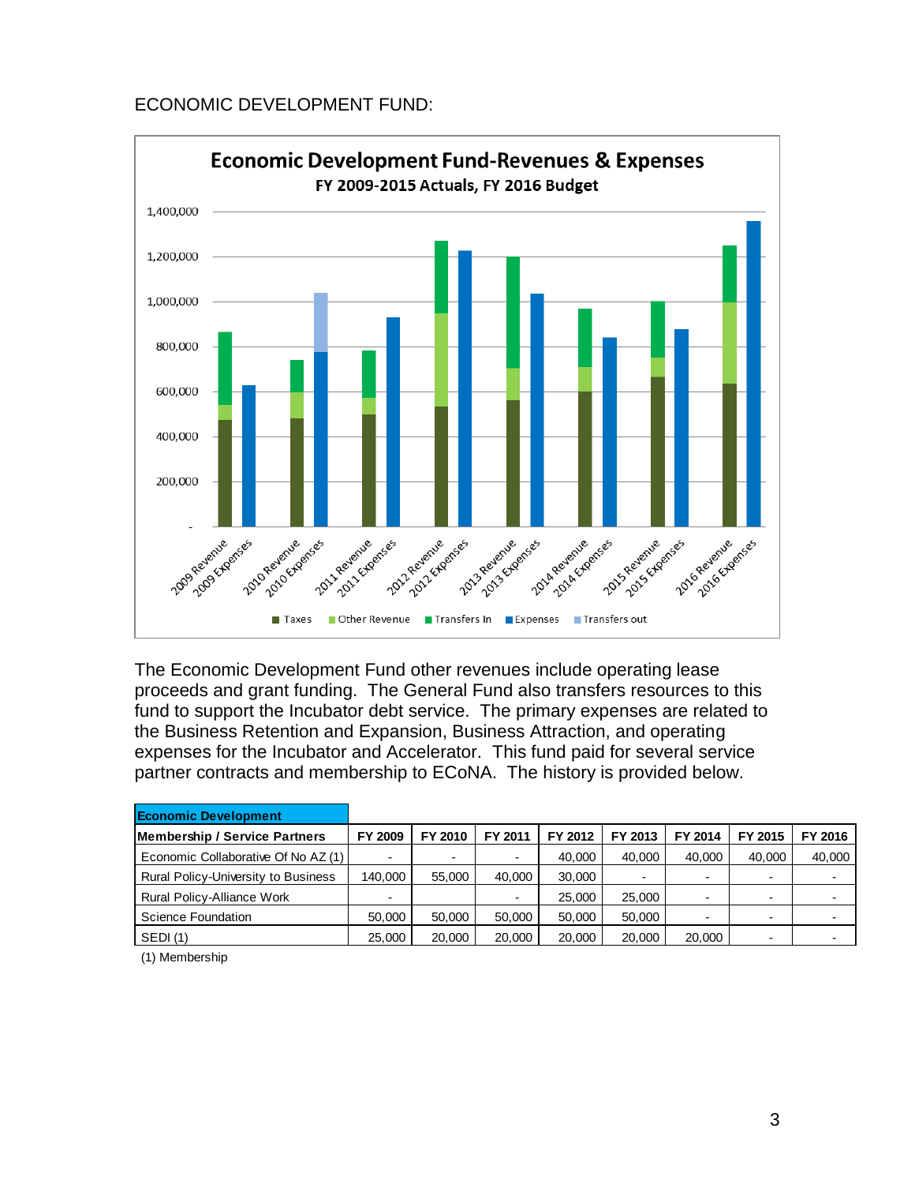ECONOMIC DEVELOPMENT FUND:

**Economic Development Fund-Revenues & Expenses**
**FY 2009-2015 Actuals, FY 2016 Budget**

The Economic Development Fund other revenues include operating lease proceeds and grant funding. The General Fund also transfers resources to this fund to support the Incubator debt service. The primary expenses are related to the Business Retention and Expansion, Business Attraction, and operating expenses for the Incubator and Accelerator. This fund paid for several service partner contracts and membership to ECoNA. The history is provided below.

| Economic Development Membership / Service Partners | FY 2009 | FY 2010 | FY 2011 | FY 2012 | FY 2013 | FY 2014 | FY 2015 | FY 2016 |
|---|---|---|---|---|---|---|---|---|
| Economic Collaborative Of No AZ (1) | - | - | - | 40,000 | 40,000 | 40,000 | 40,000 | 40,000 |
| Rural Policy-University to Business | 140,000 | 55,000 | 40,000 | 30,000 | - | - | - | - |
| Rural Policy-Alliance Work | - | | - | 25,000 | 25,000 | - | - | - |
| Science Foundation | 50,000 | 50,000 | 50,000 | 50,000 | 50,000 | - | - | - |
| SEDI (1) | 25,000 | 20,000 | 20,000 | 20,000 | 20,000 | 20,000 | - | - |

(1) Membership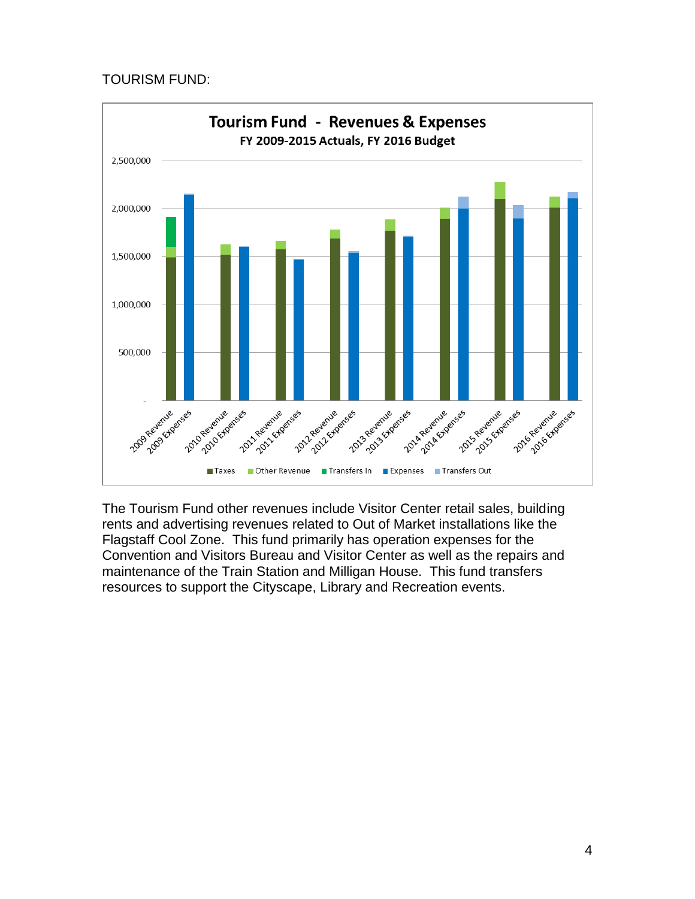TOURISM FUND:

**Tourism Fund - Revenues & Expenses**

**FY 2009-2015 Actuals, FY 2016 Budget**

The Tourism Fund other revenues include Visitor Center retail sales, building rents and advertising revenues related to Out of Market installations like the Flagstaff Cool Zone. This fund primarily has operation expenses for the Convention and Visitors Bureau and Visitor Center as well as the repairs and maintenance of the Train Station and Milligan House. This fund transfers resources to support the Cityscape, Library and Recreation events.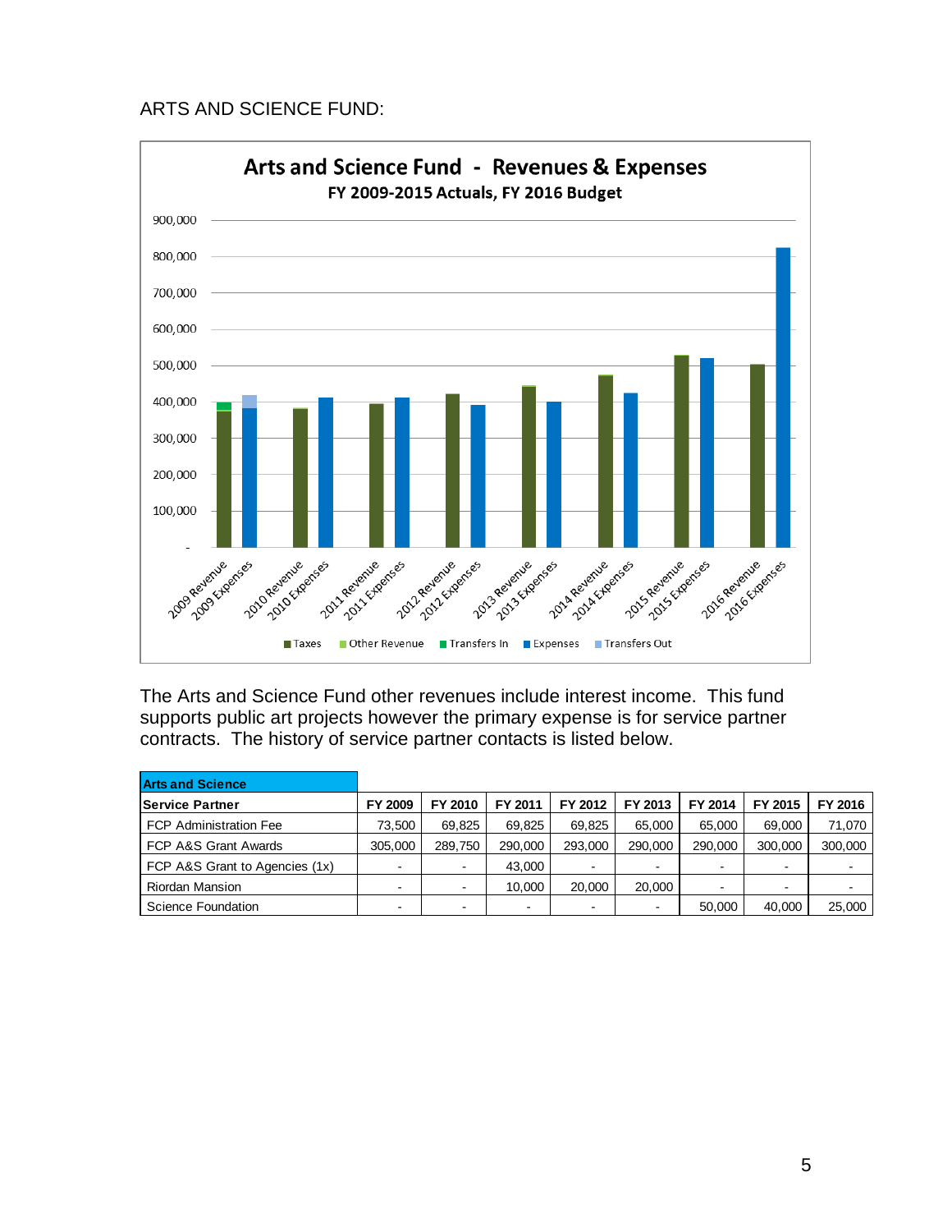ARTS AND SCIENCE FUND:

**Arts and Science Fund - Revenues & Expenses**

**FY 2009-2015 Actuals, FY 2016 Budget**

The Arts and Science Fund other revenues include interest income. This fund supports public art projects however the primary expense is for service partner contracts. The history of service partner contacts is listed below.

| **Arts and Science** | | | | | | | | |
|---|---|---|---|---|---|---|---|---|
| **Service Partner** | **FY 2009** | **FY 2010** | **FY 2011** | **FY 2012** | **FY 2013** | **FY 2014** | **FY 2015** | **FY 2016** |
| FCP Administration Fee | 73,500 | 69,825 | 69,825 | 69,825 | 65,000 | 65,000 | 69,000 | 71,070 |
| FCP A&S Grant Awards | 305,000 | 289,750 | 290,000 | 293,000 | 290,000 | 290,000 | 300,000 | 300,000 |
| FCP A&S Grant to Agencies (1x) | - | - | 43,000 | - | - | - | - | - |
| Riordan Mansion | - | - | 10,000 | 20,000 | 20,000 | - | - | - |
| Science Foundation | - | - | - | - | - | 50,000 | 40,000 | 25,000 |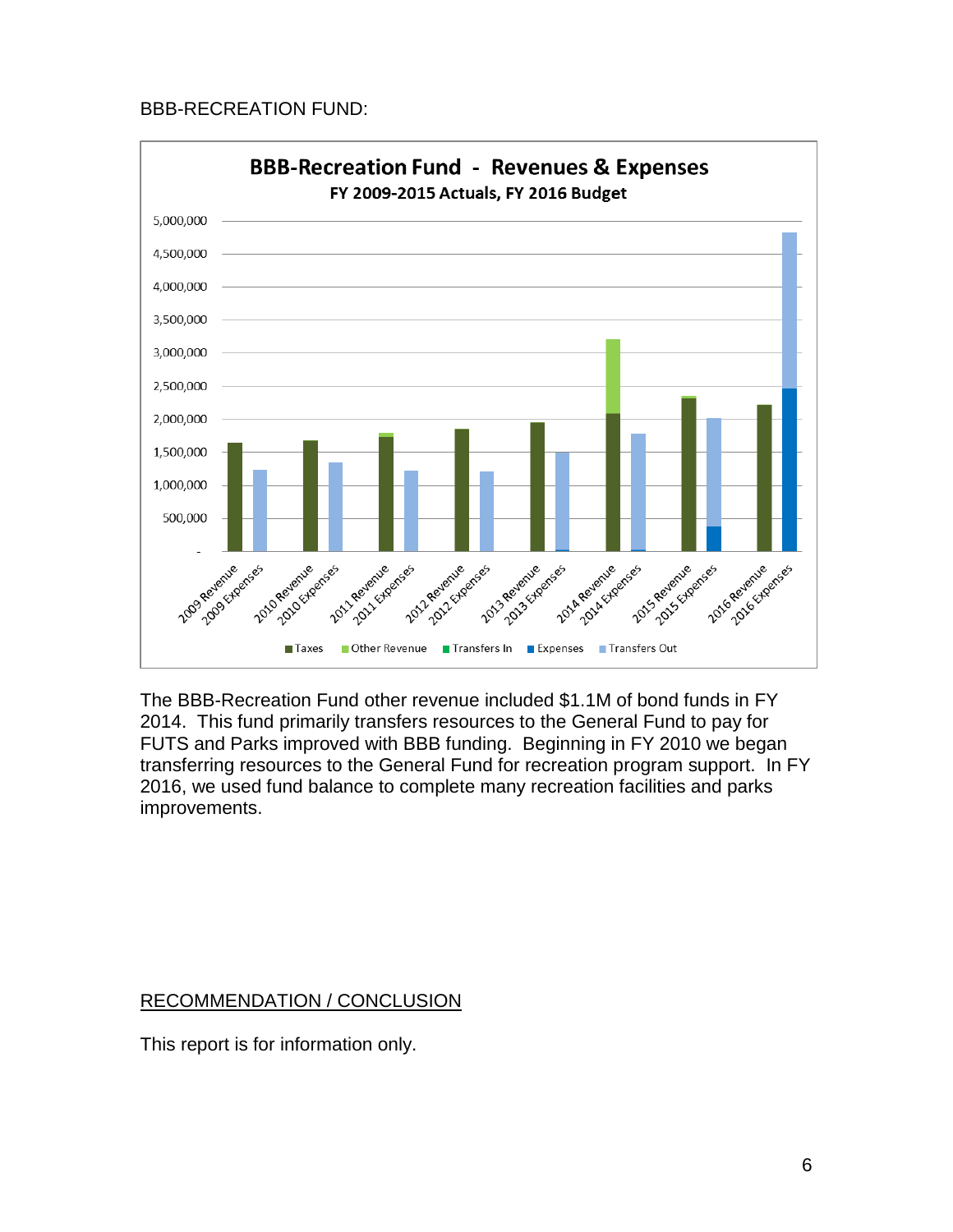BBB-RECREATION FUND:

**BBB-Recreation Fund - Revenues & Expenses**

**FY 2009-2015 Actuals, FY 2016 Budget**

5,000,000
4,500,000
4,000,000
3,500,000
3,000,000
2,500,000
2,000,000
1,500,000
1,000,000
500,000
-

2009 Revenue
2009 Expenses
2010 Revenue
2010 Expenses
2011 Revenue
2011 Expenses
2012 Revenue
2012 Expenses
2013 Revenue
2013 Expenses
2014 Revenue
2014 Expenses
2015 Revenue
2015 Expenses
2016 Revenue
2016 Expenses

Taxes
Other Revenue
Transfers In
Expenses
Transfers Out

The BBB-Recreation Fund other revenue included $1.1M of bond funds in FY 2014. This fund primarily transfers resources to the General Fund to pay for FUTS and Parks improved with BBB funding. Beginning in FY 2010 we began transferring resources to the General Fund for recreation program support. In FY 2016, we used fund balance to complete many recreation facilities and parks improvements.

<u>RECOMMENDATION / CONCLUSION</u>

This report is for information only.